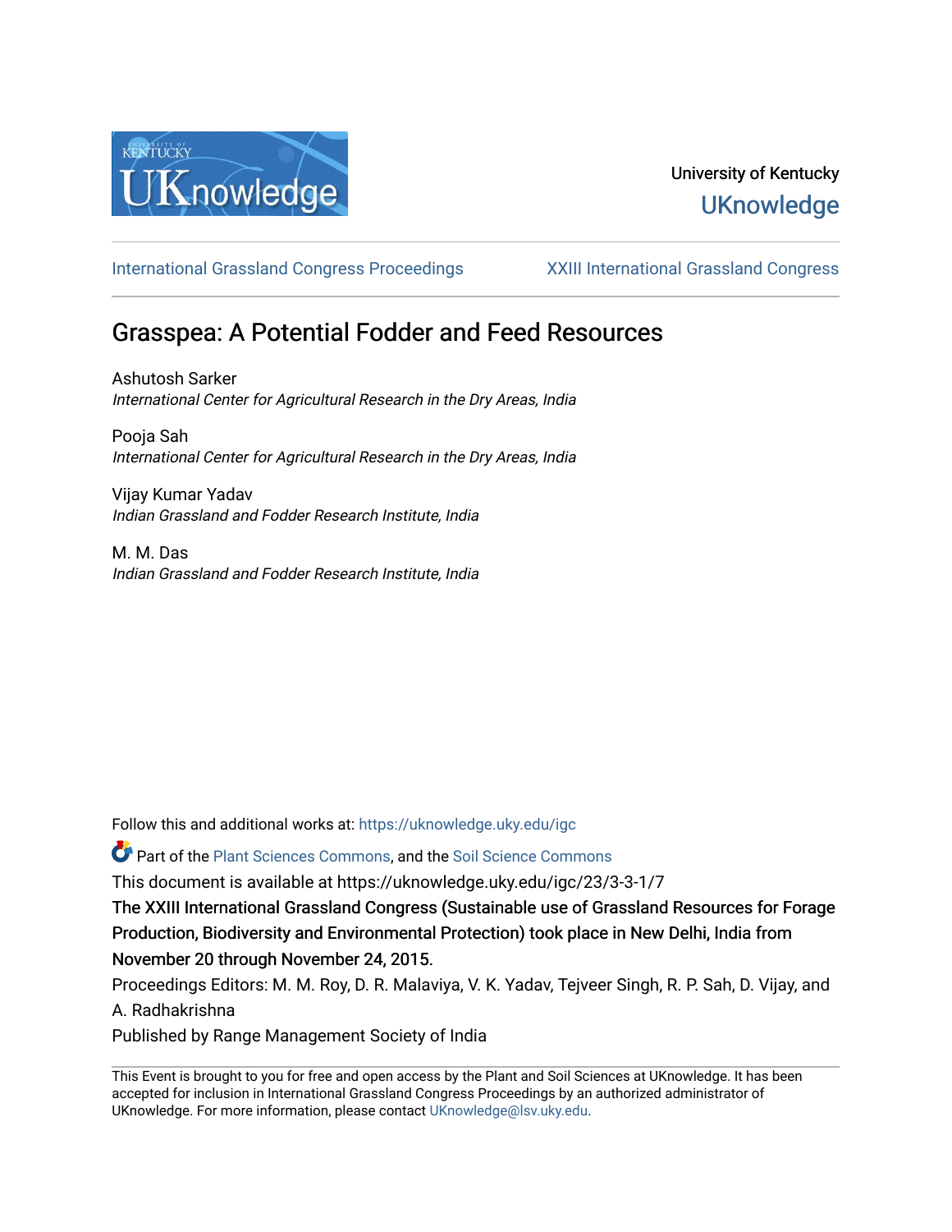University of Kentucky
UKnowledge

International Grassland Congress Proceedings | XXIII International Grassland Congress

# Grasspea: A Potential Fodder and Feed Resources

Ashutosh Sarker
*International Center for Agricultural Research in the Dry Areas, India*

Pooja Sah
*International Center for Agricultural Research in the Dry Areas, India*

Vijay Kumar Yadav
*Indian Grassland and Fodder Research Institute, India*

M. M. Das
*Indian Grassland and Fodder Research Institute, India*

Follow this and additional works at: https://uknowledge.uky.edu/igc

Part of the Plant Sciences Commons, and the Soil Science Commons

This document is available at https://uknowledge.uky.edu/igc/23/3-3-1/7

The XXIII International Grassland Congress (Sustainable use of Grassland Resources for Forage Production, Biodiversity and Environmental Protection) took place in New Delhi, India from November 20 through November 24, 2015.

Proceedings Editors: M. M. Roy, D. R. Malaviya, V. K. Yadav, Tejveer Singh, R. P. Sah, D. Vijay, and A. Radhakrishna

Published by Range Management Society of India

This Event is brought to you for free and open access by the Plant and Soil Sciences at UKnowledge. It has been accepted for inclusion in International Grassland Congress Proceedings by an authorized administrator of UKnowledge. For more information, please contact UKnowledge@lsv.uky.edu.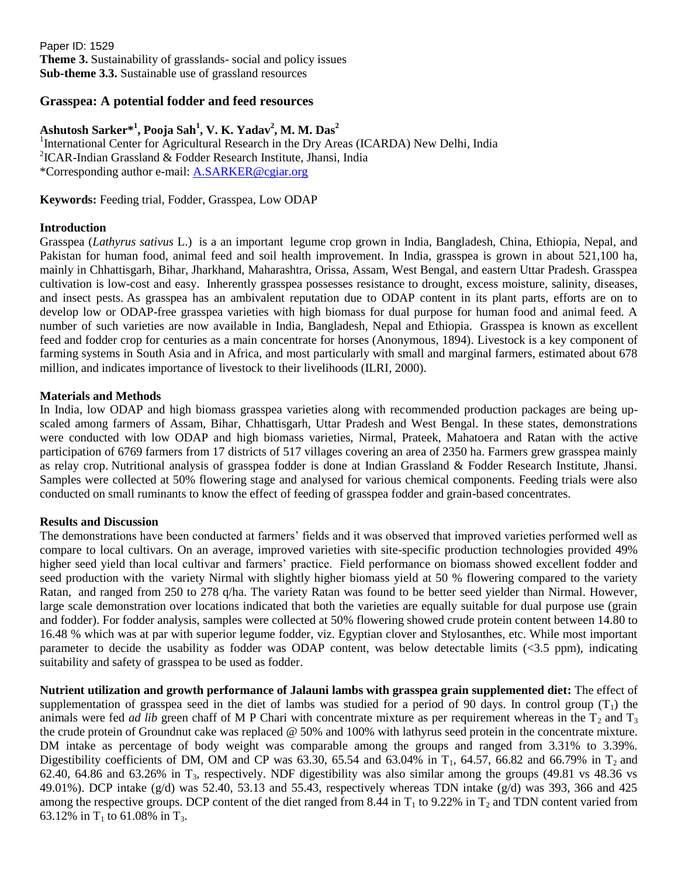Paper ID: 1529
**Theme 3.** Sustainability of grasslands- social and policy issues
**Sub-theme 3.3.** Sustainable use of grassland resources

# Grasspea: A potential fodder and feed resources

**Ashutosh Sarker*[1], Pooja Sah[1], V. K. Yadav[2], M. M. Das[2]**

[1]International Center for Agricultural Research in the Dry Areas (ICARDA) New Delhi, India
[2]ICAR-Indian Grassland & Fodder Research Institute, Jhansi, India
*Corresponding author e-mail: A.SARKER@cgiar.org

**Keywords:** Feeding trial, Fodder, Grasspea, Low ODAP

## Introduction

Grasspea (*Lathyrus sativus* L.) is a an important legume crop grown in India, Bangladesh, China, Ethiopia, Nepal, and Pakistan for human food, animal feed and soil health improvement. In India, grasspea is grown in about 521,100 ha, mainly in Chhattisgarh, Bihar, Jharkhand, Maharashtra, Orissa, Assam, West Bengal, and eastern Uttar Pradesh. Grasspea cultivation is low-cost and easy. Inherently grasspea possesses resistance to drought, excess moisture, salinity, diseases, and insect pests. As grasspea has an ambivalent reputation due to ODAP content in its plant parts, efforts are on to develop low or ODAP-free grasspea varieties with high biomass for dual purpose for human food and animal feed. A number of such varieties are now available in India, Bangladesh, Nepal and Ethiopia. Grasspea is known as excellent feed and fodder crop for centuries as a main concentrate for horses (Anonymous, 1894). Livestock is a key component of farming systems in South Asia and in Africa, and most particularly with small and marginal farmers, estimated about 678 million, and indicates importance of livestock to their livelihoods (ILRI, 2000).

## Materials and Methods

In India, low ODAP and high biomass grasspea varieties along with recommended production packages are being up-scaled among farmers of Assam, Bihar, Chhattisgarh, Uttar Pradesh and West Bengal. In these states, demonstrations were conducted with low ODAP and high biomass varieties, Nirmal, Prateek, Mahatoera and Ratan with the active participation of 6769 farmers from 17 districts of 517 villages covering an area of 2350 ha. Farmers grew grasspea mainly as relay crop. Nutritional analysis of grasspea fodder is done at Indian Grassland & Fodder Research Institute, Jhansi. Samples were collected at 50% flowering stage and analysed for various chemical components. Feeding trials were also conducted on small ruminants to know the effect of feeding of grasspea fodder and grain-based concentrates.

## Results and Discussion

The demonstrations have been conducted at farmers' fields and it was observed that improved varieties performed well as compare to local cultivars. On an average, improved varieties with site-specific production technologies provided 49% higher seed yield than local cultivar and farmers' practice. Field performance on biomass showed excellent fodder and seed production with the variety Nirmal with slightly higher biomass yield at 50 % flowering compared to the variety Ratan, and ranged from 250 to 278 q/ha. The variety Ratan was found to be better seed yielder than Nirmal. However, large scale demonstration over locations indicated that both the varieties are equally suitable for dual purpose use (grain and fodder). For fodder analysis, samples were collected at 50% flowering showed crude protein content between 14.80 to 16.48 % which was at par with superior legume fodder, viz. Egyptian clover and Stylosanthes, etc. While most important parameter to decide the usability as fodder was ODAP content, was below detectable limits (<3.5 ppm), indicating suitability and safety of grasspea to be used as fodder.

**Nutrient utilization and growth performance of Jalauni lambs with grasspea grain supplemented diet:** The effect of supplementation of grasspea seed in the diet of lambs was studied for a period of 90 days. In control group ($T_1$) the animals were fed *ad lib* green chaff of M P Chari with concentrate mixture as per requirement whereas in the $T_2$ and $T_3$ the crude protein of Groundnut cake was replaced @ 50% and 100% with lathyrus seed protein in the concentrate mixture. DM intake as percentage of body weight was comparable among the groups and ranged from 3.31% to 3.39%. Digestibility coefficients of DM, OM and CP was 63.30, 65.54 and 63.04% in $T_1$, 64.57, 66.82 and 66.79% in $T_2$ and 62.40, 64.86 and 63.26% in $T_3$, respectively. NDF digestibility was also similar among the groups (49.81 vs 48.36 vs 49.01%). DCP intake (g/d) was 52.40, 53.13 and 55.43, respectively whereas TDN intake (g/d) was 393, 366 and 425 among the respective groups. DCP content of the diet ranged from 8.44 in $T_1$ to 9.22% in $T_2$ and TDN content varied from 63.12% in $T_1$ to 61.08% in $T_3$.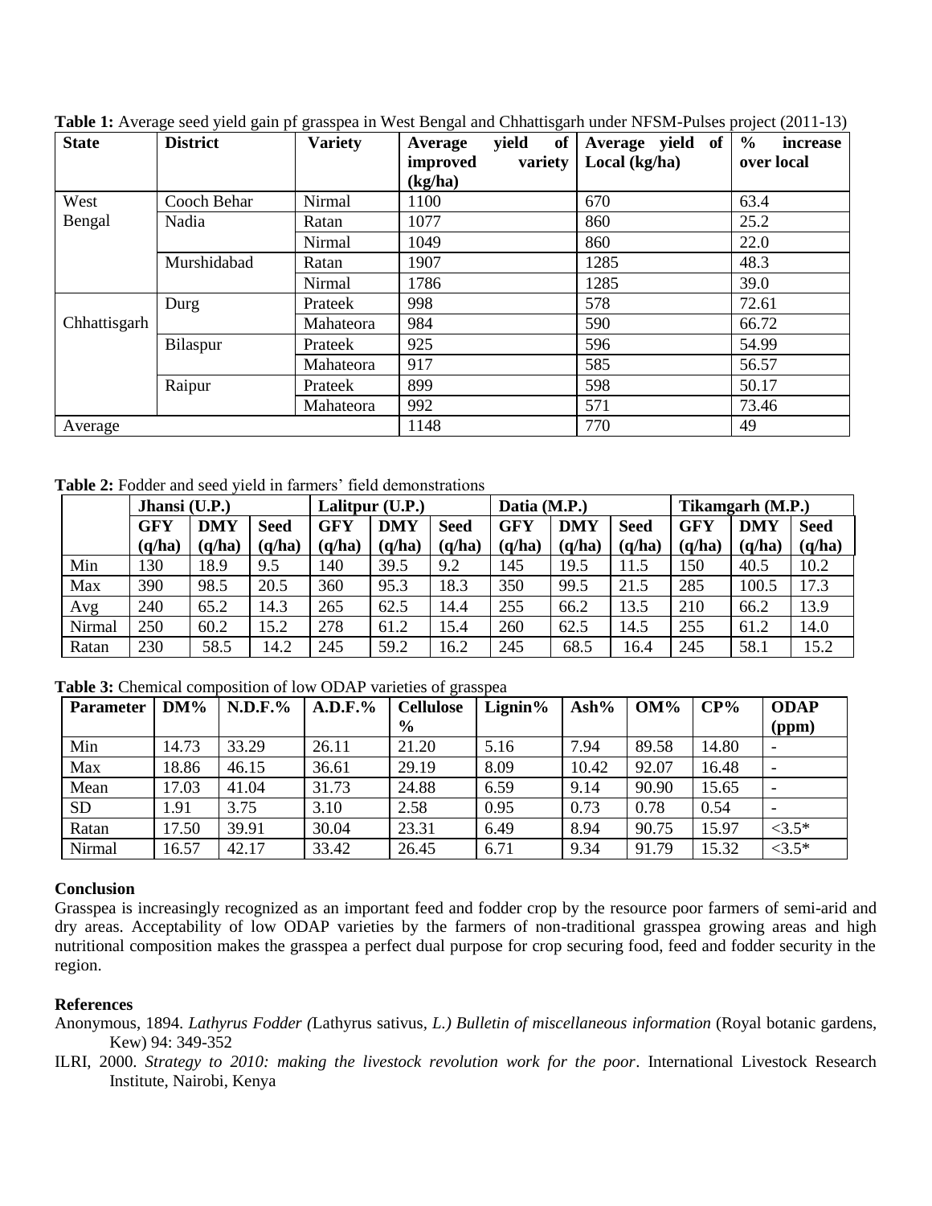**Table 1:** Average seed yield gain pf grasspea in West Bengal and Chhattisgarh under NFSM-Pulses project (2011-13)

| State | District | Variety | Average yield of improved variety (kg/ha) | Average yield of Local (kg/ha) | % increase over local |
|---|---|---|---|---|---|
| West Bengal | Cooch Behar | Nirmal | 1100 | 670 | 63.4 |
| | Nadia | Ratan | 1077 | 860 | 25.2 |
| | | Nirmal | 1049 | 860 | 22.0 |
| | Murshidabad | Ratan | 1907 | 1285 | 48.3 |
| | | Nirmal | 1786 | 1285 | 39.0 |
| Chhattisgarh | Durg | Prateek | 998 | 578 | 72.61 |
| | | Mahateora | 984 | 590 | 66.72 |
| | Bilaspur | Prateek | 925 | 596 | 54.99 |
| | | Mahateora | 917 | 585 | 56.57 |
| | Raipur | Prateek | 899 | 598 | 50.17 |
| | | Mahateora | 992 | 571 | 73.46 |
| Average | | | 1148 | 770 | 49 |

**Table 2:** Fodder and seed yield in farmers' field demonstrations

| | Jhansi (U.P.) | | | Lalitpur (U.P.) | | | Datia (M.P.) | | | Tikamgarh (M.P.) | | |
|---|---|---|---|---|---|---|---|---|---|---|---|---|
| | GFY (q/ha) | DMY (q/ha) | Seed (q/ha) | GFY (q/ha) | DMY (q/ha) | Seed (q/ha) | GFY (q/ha) | DMY (q/ha) | Seed (q/ha) | GFY (q/ha) | DMY (q/ha) | Seed (q/ha) |
| Min | 130 | 18.9 | 9.5 | 140 | 39.5 | 9.2 | 145 | 19.5 | 11.5 | 150 | 40.5 | 10.2 |
| Max | 390 | 98.5 | 20.5 | 360 | 95.3 | 18.3 | 350 | 99.5 | 21.5 | 285 | 100.5 | 17.3 |
| Avg | 240 | 65.2 | 14.3 | 265 | 62.5 | 14.4 | 255 | 66.2 | 13.5 | 210 | 66.2 | 13.9 |
| Nirmal | 250 | 60.2 | 15.2 | 278 | 61.2 | 15.4 | 260 | 62.5 | 14.5 | 255 | 61.2 | 14.0 |
| Ratan | 230 | 58.5 | 14.2 | 245 | 59.2 | 16.2 | 245 | 68.5 | 16.4 | 245 | 58.1 | 15.2 |

**Table 3:** Chemical composition of low ODAP varieties of grasspea

| Parameter | DM% | N.D.F.% | A.D.F.% | Cellulose % | Lignin% | Ash% | OM% | CP% | ODAP (ppm) |
|---|---|---|---|---|---|---|---|---|---|
| Min | 14.73 | 33.29 | 26.11 | 21.20 | 5.16 | 7.94 | 89.58 | 14.80 | - |
| Max | 18.86 | 46.15 | 36.61 | 29.19 | 8.09 | 10.42 | 92.07 | 16.48 | - |
| Mean | 17.03 | 41.04 | 31.73 | 24.88 | 6.59 | 9.14 | 90.90 | 15.65 | - |
| SD | 1.91 | 3.75 | 3.10 | 2.58 | 0.95 | 0.73 | 0.78 | 0.54 | - |
| Ratan | 17.50 | 39.91 | 30.04 | 23.31 | 6.49 | 8.94 | 90.75 | 15.97 | <3.5* |
| Nirmal | 16.57 | 42.17 | 33.42 | 26.45 | 6.71 | 9.34 | 91.79 | 15.32 | <3.5* |

## Conclusion

Grasspea is increasingly recognized as an important feed and fodder crop by the resource poor farmers of semi-arid and dry areas. Acceptability of low ODAP varieties by the farmers of non-traditional grasspea growing areas and high nutritional composition makes the grasspea a perfect dual purpose for crop securing food, feed and fodder security in the region.

## References

Anonymous, 1894. *Lathyrus Fodder (*Lathyrus sativus*, L.) Bulletin of miscellaneous information* (Royal botanic gardens, Kew) 94: 349-352

ILRI, 2000. *Strategy to 2010: making the livestock revolution work for the poor*. International Livestock Research Institute, Nairobi, Kenya